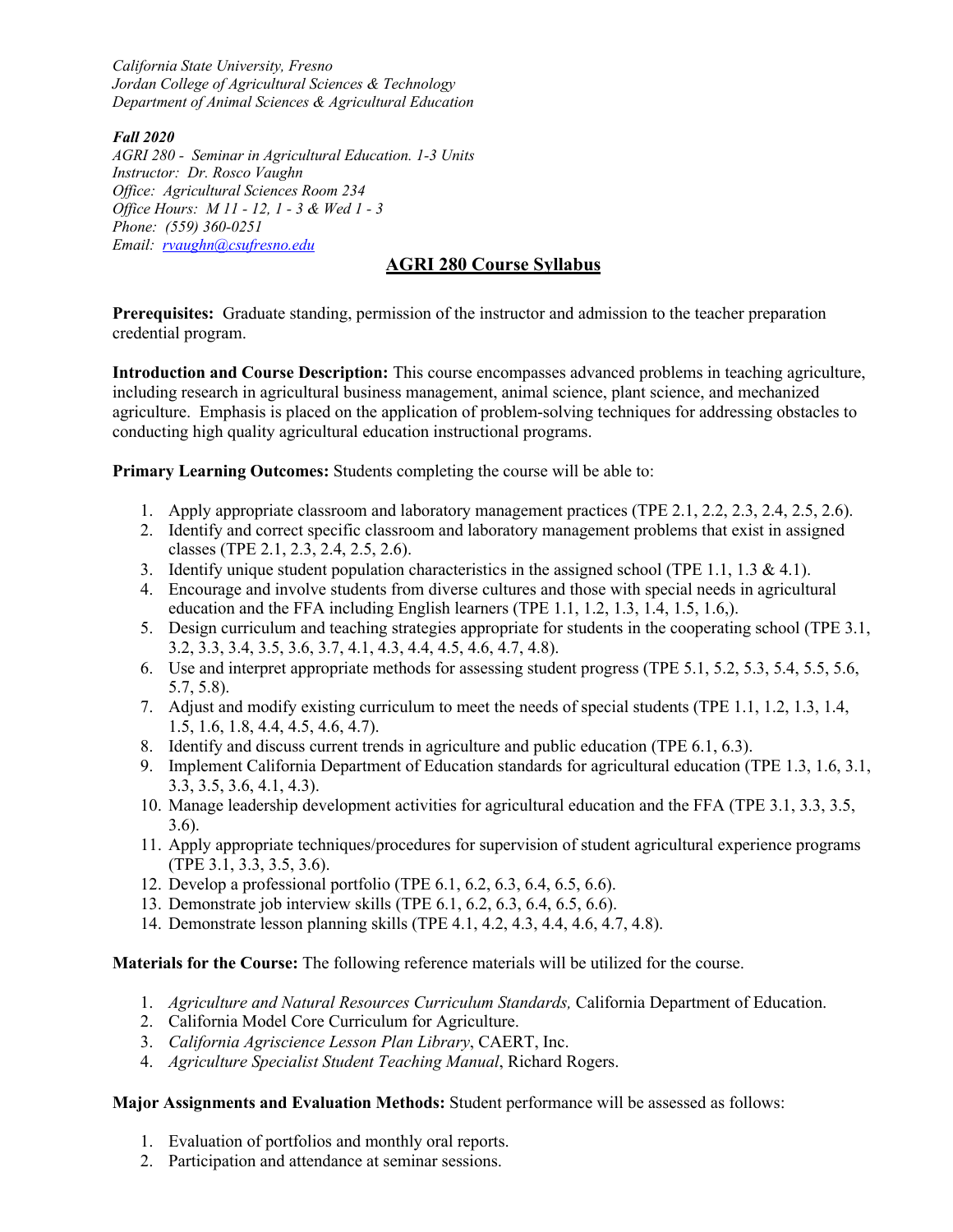*California State University, Fresno*
*Jordan College of Agricultural Sciences & Technology*
*Department of Animal Sciences & Agricultural Education*

***Fall 2020***
*AGRI 280 - Seminar in Agricultural Education. 1-3 Units*
*Instructor: Dr. Rosco Vaughn*
*Office: Agricultural Sciences Room 234*
*Office Hours: M 11 - 12, 1 - 3 & Wed 1 - 3*
*Phone: (559) 360-0251*
*Email: rvaughn@csufresno.edu*

# AGRI 280 Course Syllabus

**Prerequisites:** Graduate standing, permission of the instructor and admission to the teacher preparation credential program.

**Introduction and Course Description:** This course encompasses advanced problems in teaching agriculture, including research in agricultural business management, animal science, plant science, and mechanized agriculture. Emphasis is placed on the application of problem-solving techniques for addressing obstacles to conducting high quality agricultural education instructional programs.

**Primary Learning Outcomes:** Students completing the course will be able to:

1. Apply appropriate classroom and laboratory management practices (TPE 2.1, 2.2, 2.3, 2.4, 2.5, 2.6).
2. Identify and correct specific classroom and laboratory management problems that exist in assigned classes (TPE 2.1, 2.3, 2.4, 2.5, 2.6).
3. Identify unique student population characteristics in the assigned school (TPE 1.1, 1.3 & 4.1).
4. Encourage and involve students from diverse cultures and those with special needs in agricultural education and the FFA including English learners (TPE 1.1, 1.2, 1.3, 1.4, 1.5, 1.6,).
5. Design curriculum and teaching strategies appropriate for students in the cooperating school (TPE 3.1, 3.2, 3.3, 3.4, 3.5, 3.6, 3.7, 4.1, 4.3, 4.4, 4.5, 4.6, 4.7, 4.8).
6. Use and interpret appropriate methods for assessing student progress (TPE 5.1, 5.2, 5.3, 5.4, 5.5, 5.6, 5.7, 5.8).
7. Adjust and modify existing curriculum to meet the needs of special students (TPE 1.1, 1.2, 1.3, 1.4, 1.5, 1.6, 1.8, 4.4, 4.5, 4.6, 4.7).
8. Identify and discuss current trends in agriculture and public education (TPE 6.1, 6.3).
9. Implement California Department of Education standards for agricultural education (TPE 1.3, 1.6, 3.1, 3.3, 3.5, 3.6, 4.1, 4.3).
10. Manage leadership development activities for agricultural education and the FFA (TPE 3.1, 3.3, 3.5, 3.6).
11. Apply appropriate techniques/procedures for supervision of student agricultural experience programs (TPE 3.1, 3.3, 3.5, 3.6).
12. Develop a professional portfolio (TPE 6.1, 6.2, 6.3, 6.4, 6.5, 6.6).
13. Demonstrate job interview skills (TPE 6.1, 6.2, 6.3, 6.4, 6.5, 6.6).
14. Demonstrate lesson planning skills (TPE 4.1, 4.2, 4.3, 4.4, 4.6, 4.7, 4.8).

**Materials for the Course:** The following reference materials will be utilized for the course.

1. *Agriculture and Natural Resources Curriculum Standards,* California Department of Education.
2. California Model Core Curriculum for Agriculture.
3. *California Agriscience Lesson Plan Library*, CAERT, Inc.
4. *Agriculture Specialist Student Teaching Manual*, Richard Rogers.

**Major Assignments and Evaluation Methods:** Student performance will be assessed as follows:

1. Evaluation of portfolios and monthly oral reports.
2. Participation and attendance at seminar sessions.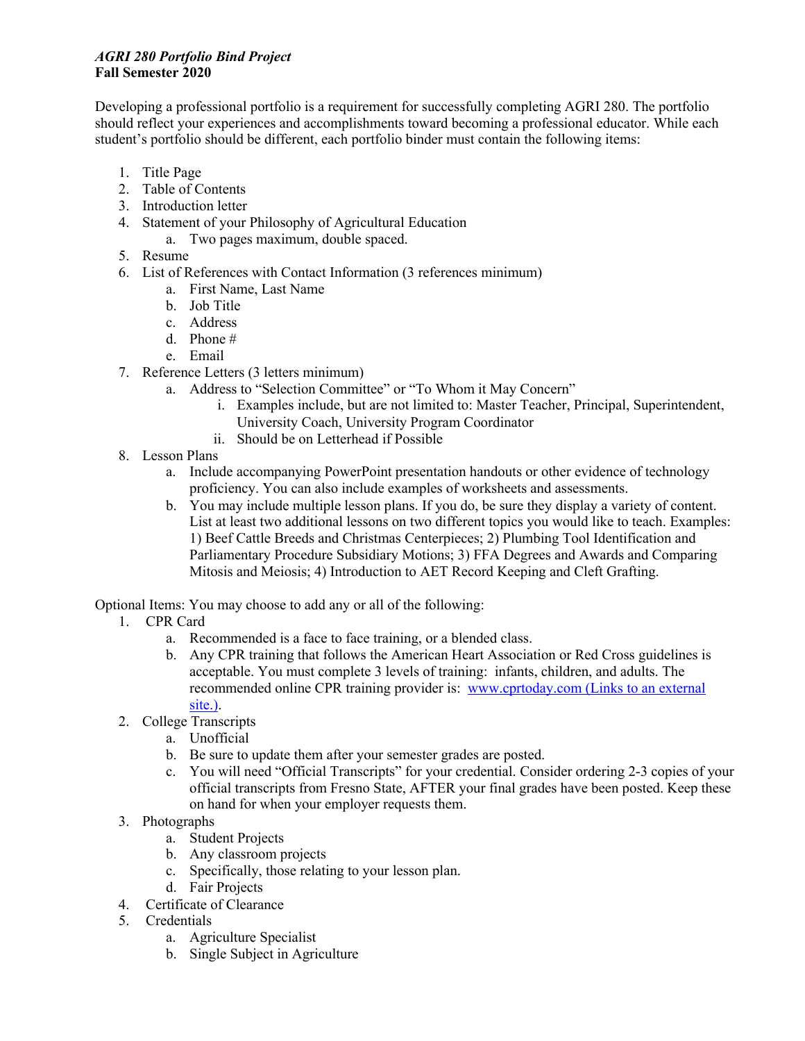*AGRI 280 Portfolio Bind Project*
**Fall Semester 2020**

Developing a professional portfolio is a requirement for successfully completing AGRI 280. The portfolio should reflect your experiences and accomplishments toward becoming a professional educator. While each student's portfolio should be different, each portfolio binder must contain the following items:

1. Title Page
2. Table of Contents
3. Introduction letter
4. Statement of your Philosophy of Agricultural Education
    a. Two pages maximum, double spaced.
5. Resume
6. List of References with Contact Information (3 references minimum)
    a. First Name, Last Name
    b. Job Title
    c. Address
    d. Phone #
    e. Email
7. Reference Letters (3 letters minimum)
    a. Address to "Selection Committee" or "To Whom it May Concern"
        i. Examples include, but are not limited to: Master Teacher, Principal, Superintendent, University Coach, University Program Coordinator
        ii. Should be on Letterhead if Possible
8. Lesson Plans
    a. Include accompanying PowerPoint presentation handouts or other evidence of technology proficiency. You can also include examples of worksheets and assessments.
    b. You may include multiple lesson plans. If you do, be sure they display a variety of content. List at least two additional lessons on two different topics you would like to teach. Examples: 1) Beef Cattle Breeds and Christmas Centerpieces; 2) Plumbing Tool Identification and Parliamentary Procedure Subsidiary Motions; 3) FFA Degrees and Awards and Comparing Mitosis and Meiosis; 4) Introduction to AET Record Keeping and Cleft Grafting.

Optional Items: You may choose to add any or all of the following:

1. CPR Card
    a. Recommended is a face to face training, or a blended class.
    b. Any CPR training that follows the American Heart Association or Red Cross guidelines is acceptable. You must complete 3 levels of training: infants, children, and adults. The recommended online CPR training provider is: [www.cprtoday.com (Links to an external site.)](http://www.cprtoday.com).
2. College Transcripts
    a. Unofficial
    b. Be sure to update them after your semester grades are posted.
    c. You will need "Official Transcripts" for your credential. Consider ordering 2-3 copies of your official transcripts from Fresno State, AFTER your final grades have been posted. Keep these on hand for when your employer requests them.
3. Photographs
    a. Student Projects
    b. Any classroom projects
    c. Specifically, those relating to your lesson plan.
    d. Fair Projects
4. Certificate of Clearance
5. Credentials
    a. Agriculture Specialist
    b. Single Subject in Agriculture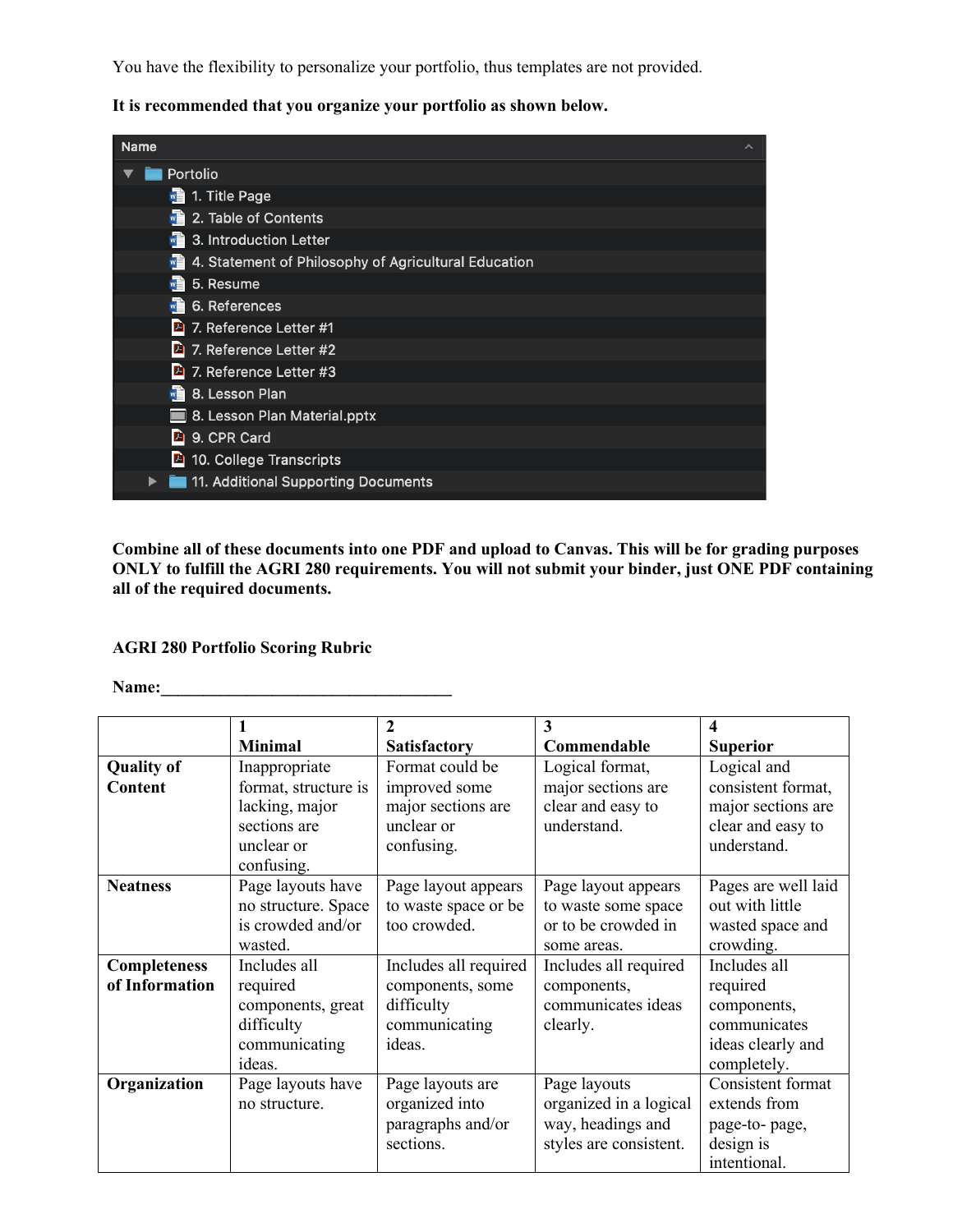You have the flexibility to personalize your portfolio, thus templates are not provided.

**It is recommended that you organize your portfolio as shown below.**

- Portolio
  - 1. Title Page
  - 2. Table of Contents
  - 3. Introduction Letter
  - 4. Statement of Philosophy of Agricultural Education
  - 5. Resume
  - 6. References
  - 7. Reference Letter #1
  - 7. Reference Letter #2
  - 7. Reference Letter #3
  - 8. Lesson Plan
  - 8. Lesson Plan Material.pptx
  - 9. CPR Card
  - 10. College Transcripts
  - 11. Additional Supporting Documents

**Combine all of these documents into one PDF and upload to Canvas. This will be for grading purposes ONLY to fulfill the AGRI 280 requirements. You will not submit your binder, just ONE PDF containing all of the required documents.**

**AGRI 280 Portfolio Scoring Rubric**

**Name:**___________________________________

| | **1 Minimal** | **2 Satisfactory** | **3 Commendable** | **4 Superior** |
|---|---|---|---|---|
| **Quality of Content** | Inappropriate format, structure is lacking, major sections are unclear or confusing. | Format could be improved some major sections are unclear or confusing. | Logical format, major sections are clear and easy to understand. | Logical and consistent format, major sections are clear and easy to understand. |
| **Neatness** | Page layouts have no structure. Space is crowded and/or wasted. | Page layout appears to waste space or be too crowded. | Page layout appears to waste some space or to be crowded in some areas. | Pages are well laid out with little wasted space and crowding. |
| **Completeness of Information** | Includes all required components, great difficulty communicating ideas. | Includes all required components, some difficulty communicating ideas. | Includes all required components, communicates ideas clearly. | Includes all required components, communicates ideas clearly and completely. |
| **Organization** | Page layouts have no structure. | Page layouts are organized into paragraphs and/or sections. | Page layouts organized in a logical way, headings and styles are consistent. | Consistent format extends from page-to- page, design is intentional. |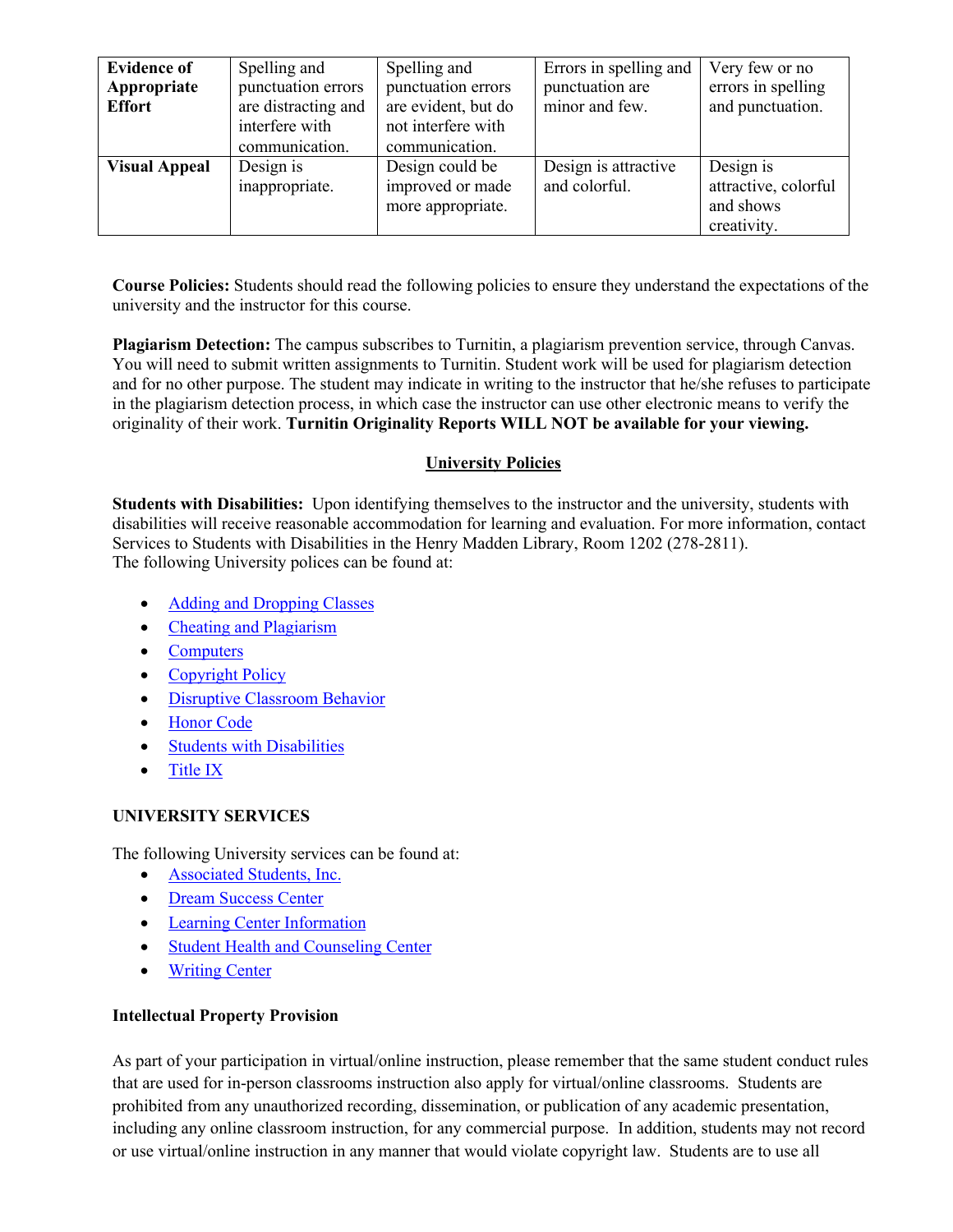| **Evidence of Appropriate Effort** | Spelling and punctuation errors are distracting and interfere with communication. | Spelling and punctuation errors are evident, but do not interfere with communication. | Errors in spelling and punctuation are minor and few. | Very few or no errors in spelling and punctuation. |
|---|---|---|---|---|
| **Visual Appeal** | Design is inappropriate. | Design could be improved or made more appropriate. | Design is attractive and colorful. | Design is attractive, colorful and shows creativity. |

**Course Policies:** Students should read the following policies to ensure they understand the expectations of the university and the instructor for this course.

**Plagiarism Detection:** The campus subscribes to Turnitin, a plagiarism prevention service, through Canvas. You will need to submit written assignments to Turnitin. Student work will be used for plagiarism detection and for no other purpose. The student may indicate in writing to the instructor that he/she refuses to participate in the plagiarism detection process, in which case the instructor can use other electronic means to verify the originality of their work. **Turnitin Originality Reports WILL NOT be available for your viewing.**

## University Policies

**Students with Disabilities:** Upon identifying themselves to the instructor and the university, students with disabilities will receive reasonable accommodation for learning and evaluation. For more information, contact Services to Students with Disabilities in the Henry Madden Library, Room 1202 (278-2811).
The following University polices can be found at:

- Adding and Dropping Classes
- Cheating and Plagiarism
- Computers
- Copyright Policy
- Disruptive Classroom Behavior
- Honor Code
- Students with Disabilities
- Title IX

**UNIVERSITY SERVICES**

The following University services can be found at:

- Associated Students, Inc.
- Dream Success Center
- Learning Center Information
- Student Health and Counseling Center
- Writing Center

**Intellectual Property Provision**

As part of your participation in virtual/online instruction, please remember that the same student conduct rules that are used for in-person classrooms instruction also apply for virtual/online classrooms. Students are prohibited from any unauthorized recording, dissemination, or publication of any academic presentation, including any online classroom instruction, for any commercial purpose. In addition, students may not record or use virtual/online instruction in any manner that would violate copyright law. Students are to use all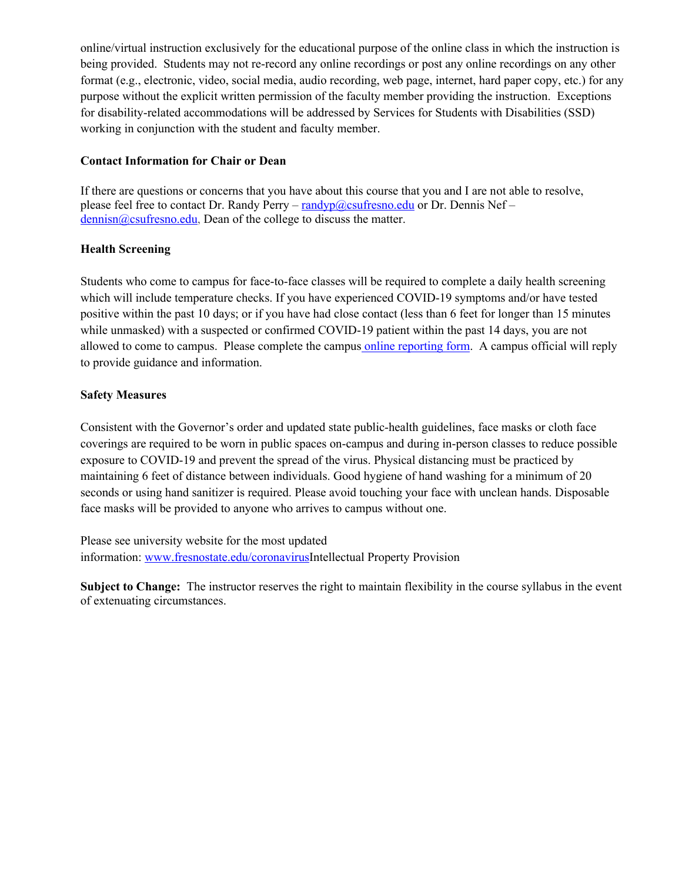online/virtual instruction exclusively for the educational purpose of the online class in which the instruction is being provided. Students may not re-record any online recordings or post any online recordings on any other format (e.g., electronic, video, social media, audio recording, web page, internet, hard paper copy, etc.) for any purpose without the explicit written permission of the faculty member providing the instruction. Exceptions for disability-related accommodations will be addressed by Services for Students with Disabilities (SSD) working in conjunction with the student and faculty member.

**Contact Information for Chair or Dean**

If there are questions or concerns that you have about this course that you and I are not able to resolve, please feel free to contact Dr. Randy Perry – randyp@csufresno.edu or Dr. Dennis Nef – dennisn@csufresno.edu, Dean of the college to discuss the matter.

**Health Screening**

Students who come to campus for face-to-face classes will be required to complete a daily health screening which will include temperature checks. If you have experienced COVID-19 symptoms and/or have tested positive within the past 10 days; or if you have had close contact (less than 6 feet for longer than 15 minutes while unmasked) with a suspected or confirmed COVID-19 patient within the past 14 days, you are not allowed to come to campus. Please complete the campus online reporting form. A campus official will reply to provide guidance and information.

**Safety Measures**

Consistent with the Governor's order and updated state public-health guidelines, face masks or cloth face coverings are required to be worn in public spaces on-campus and during in-person classes to reduce possible exposure to COVID-19 and prevent the spread of the virus. Physical distancing must be practiced by maintaining 6 feet of distance between individuals. Good hygiene of hand washing for a minimum of 20 seconds or using hand sanitizer is required. Please avoid touching your face with unclean hands. Disposable face masks will be provided to anyone who arrives to campus without one.

Please see university website for the most updated information: www.fresnostate.edu/coronavirusIntellectual Property Provision

**Subject to Change:** The instructor reserves the right to maintain flexibility in the course syllabus in the event of extenuating circumstances.